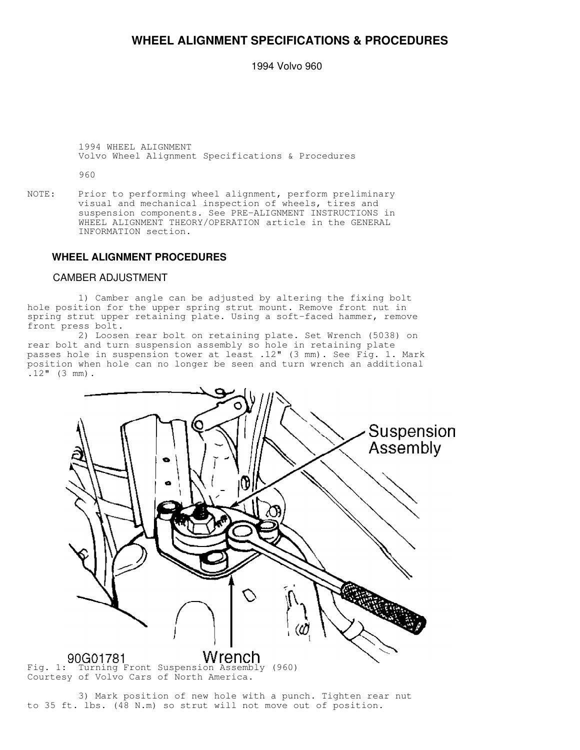# WHEEL ALIGNMENT SPECIFICATIONS & PROCEDURES

1994 Volvo 960

1994 WHEEL ALIGNMENT
Volvo Wheel Alignment Specifications & Procedures

960

NOTE: Prior to performing wheel alignment, perform preliminary visual and mechanical inspection of wheels, tires and suspension components. See PRE-ALIGNMENT INSTRUCTIONS in WHEEL ALIGNMENT THEORY/OPERATION article in the GENERAL INFORMATION section.

## WHEEL ALIGNMENT PROCEDURES

### CAMBER ADJUSTMENT

1) Camber angle can be adjusted by altering the fixing bolt hole position for the upper spring strut mount. Remove front nut in spring strut upper retaining plate. Using a soft-faced hammer, remove front press bolt.

2) Loosen rear bolt on retaining plate. Set Wrench (5038) on rear bolt and turn suspension assembly so hole in retaining plate passes hole in suspension tower at least .12" (3 mm). See Fig. 1. Mark position when hole can no longer be seen and turn wrench an additional .12" (3 mm).

Fig. 1: Turning Front Suspension Assembly (960)
Courtesy of Volvo Cars of North America.

3) Mark position of new hole with a punch. Tighten rear nut to 35 ft. lbs. (48 N.m) so strut will not move out of position.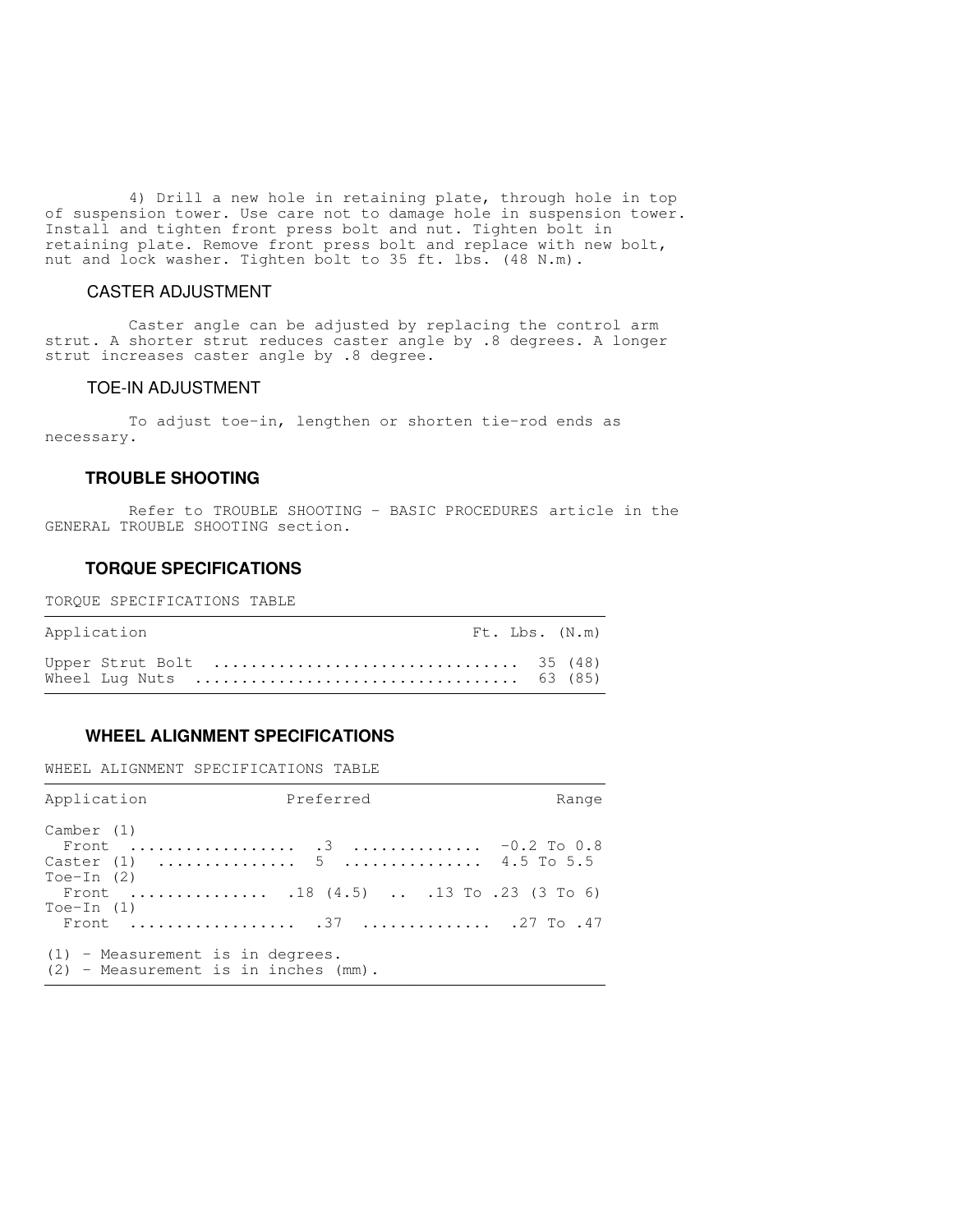4) Drill a new hole in retaining plate, through hole in top of suspension tower. Use care not to damage hole in suspension tower. Install and tighten front press bolt and nut. Tighten bolt in retaining plate. Remove front press bolt and replace with new bolt, nut and lock washer. Tighten bolt to 35 ft. lbs. (48 N.m).

### CASTER ADJUSTMENT

Caster angle can be adjusted by replacing the control arm strut. A shorter strut reduces caster angle by .8 degrees. A longer strut increases caster angle by .8 degree.

### TOE-IN ADJUSTMENT

To adjust toe-in, lengthen or shorten tie-rod ends as necessary.

## TROUBLE SHOOTING

Refer to TROUBLE SHOOTING - BASIC PROCEDURES article in the GENERAL TROUBLE SHOOTING section.

## TORQUE SPECIFICATIONS

TORQUE SPECIFICATIONS TABLE

| Application | Ft. Lbs. (N.m) |
|---|---|
| Upper Strut Bolt | 35 (48) |
| Wheel Lug Nuts | 63 (85) |

## WHEEL ALIGNMENT SPECIFICATIONS

WHEEL ALIGNMENT SPECIFICATIONS TABLE

| Application | Preferred | Range |
|---|---|---|
| Camber (1) | | |
| Front | .3 | -0.2 To 0.8 |
| Caster (1) | 5 | 4.5 To 5.5 |
| Toe-In (2) | | |
| Front | .18 (4.5) | .13 To .23 (3 To 6) |
| Toe-In (1) | | |
| Front | .37 | .27 To .47 |

(1) - Measurement is in degrees.
(2) - Measurement is in inches (mm).